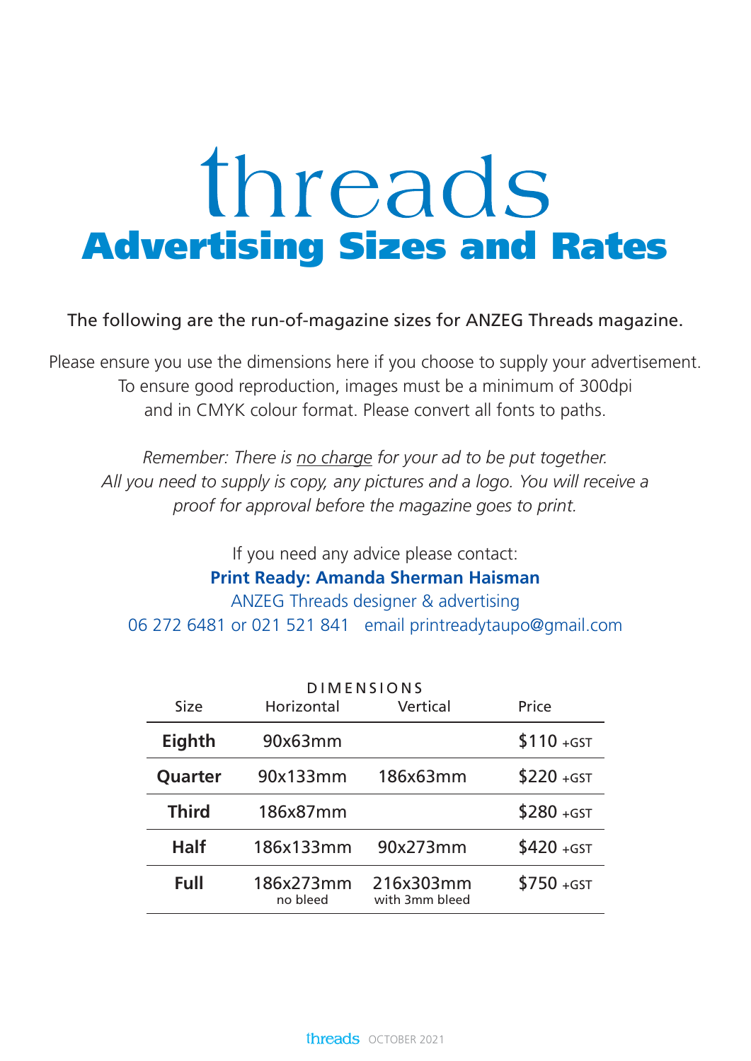# threads

## Advertising Sizes and Rates

The following are the run-of-magazine sizes for ANZEG Threads magazine.

Please ensure you use the dimensions here if you choose to supply your advertisement. To ensure good reproduction, images must be a minimum of 300dpi and in CMYK colour format. Please convert all fonts to paths.

*Remember: There is no charge for your ad to be put together. All you need to supply is copy, any pictures and a logo. You will receive a proof for approval before the magazine goes to print.*

If you need any advice please contact:

**Print Ready: Amanda Sherman Haisman**

ANZEG Threads designer & advertising

06 272 6481 or 021 521 841 email printreadytaupo@gmail.com

| | DIMENSIONS | | |
|---|---|---|---|
| Size | Horizontal | Vertical | Price |
| **Eighth** | 90x63mm | | $110 +GST |
| **Quarter** | 90x133mm | 186x63mm | $220 +GST |
| **Third** | 186x87mm | | $280 +GST |
| **Half** | 186x133mm | 90x273mm | $420 +GST |
| **Full** | 186x273mm no bleed | 216x303mm with 3mm bleed | $750 +GST |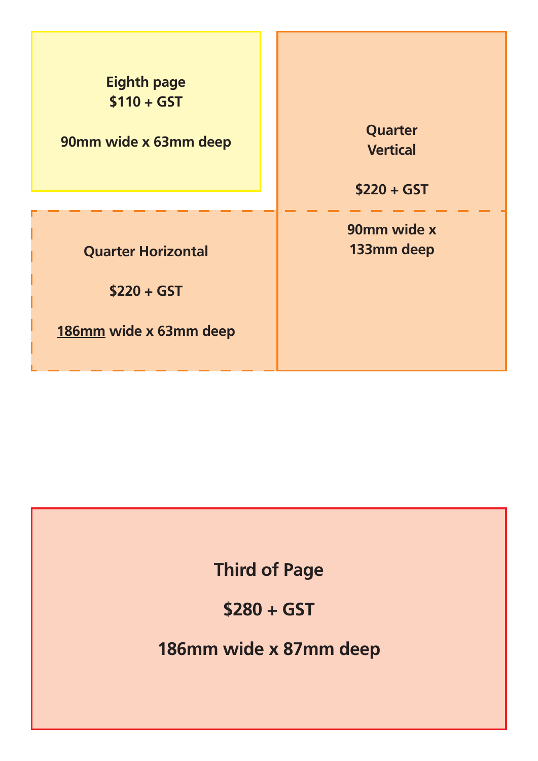**Eighth page**
**$110 + GST**

**90mm wide x 63mm deep**

**Quarter Vertical**

**$220 + GST**

**90mm wide x 133mm deep**

**Quarter Horizontal**

**$220 + GST**

**186mm wide x 63mm deep**

**Third of Page**

**$280 + GST**

**186mm wide x 87mm deep**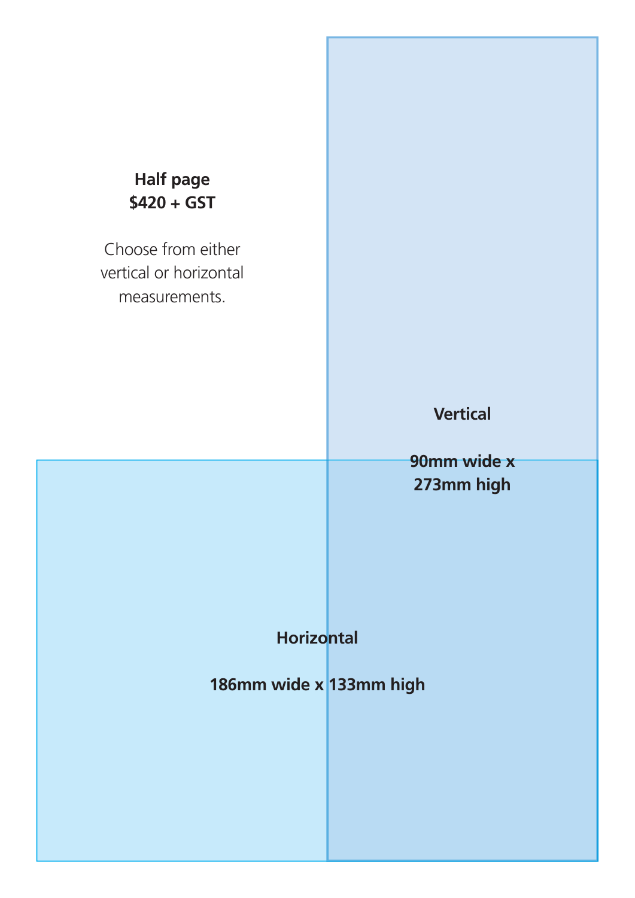**Half page**
**$420 + GST**

Choose from either vertical or horizontal measurements.

**Vertical**

**90mm wide x 273mm high**

**Horizontal**

**186mm wide x 133mm high**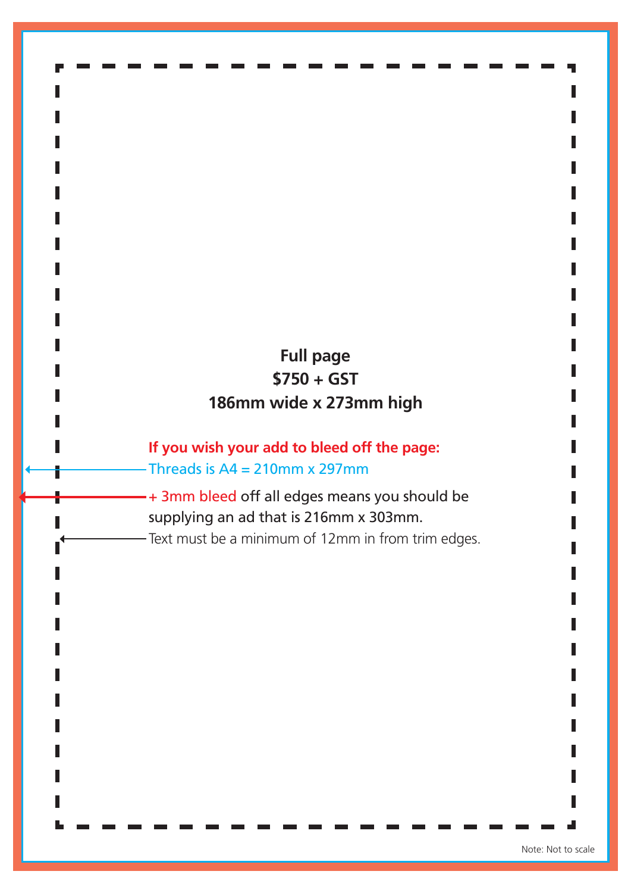**Full page**
**$750 + GST**
**186mm wide x 273mm high**

**If you wish your add to bleed off the page:**

Threads is A4 = 210mm x 297mm

+ 3mm bleed off all edges means you should be supplying an ad that is 216mm x 303mm.

Text must be a minimum of 12mm in from trim edges.

Note: Not to scale